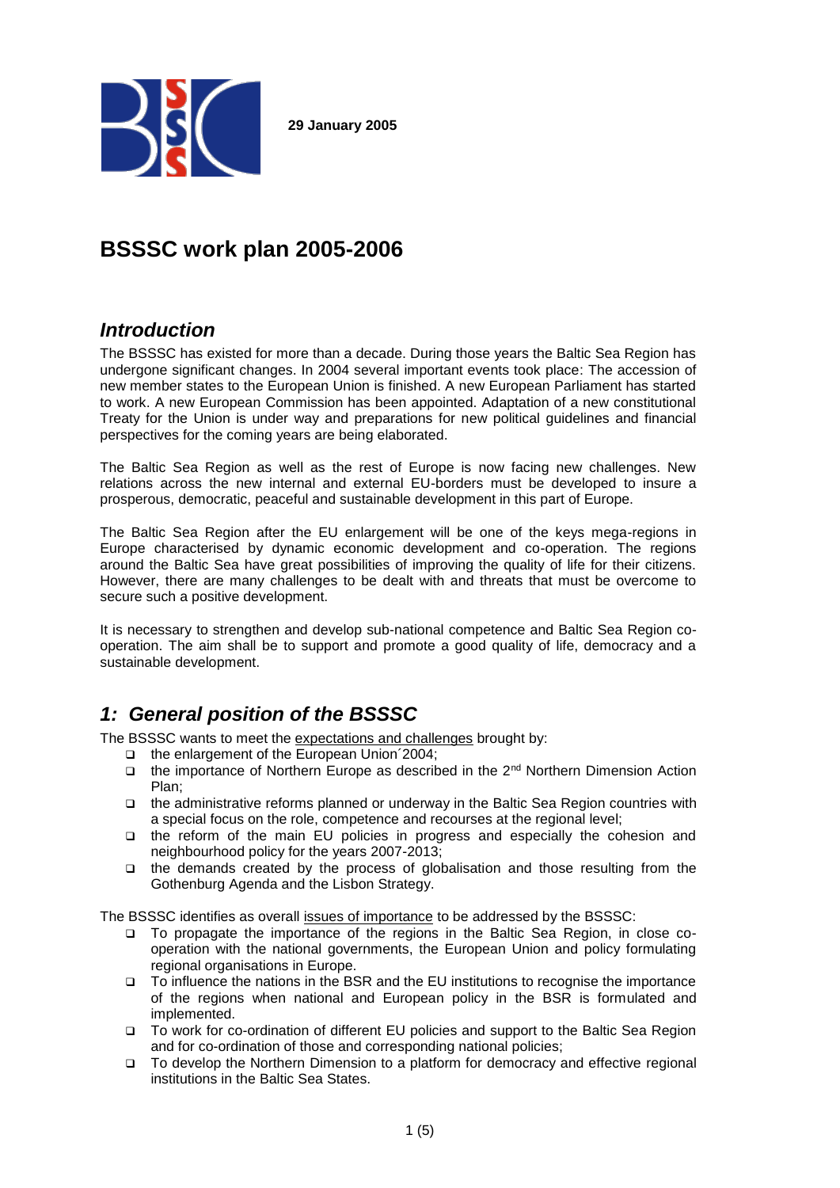**29 January 2005**

# BSSSC work plan 2005-2006

## *Introduction*

The BSSSC has existed for more than a decade. During those years the Baltic Sea Region has undergone significant changes. In 2004 several important events took place: The accession of new member states to the European Union is finished. A new European Parliament has started to work. A new European Commission has been appointed. Adaptation of a new constitutional Treaty for the Union is under way and preparations for new political guidelines and financial perspectives for the coming years are being elaborated.

The Baltic Sea Region as well as the rest of Europe is now facing new challenges. New relations across the new internal and external EU-borders must be developed to insure a prosperous, democratic, peaceful and sustainable development in this part of Europe.

The Baltic Sea Region after the EU enlargement will be one of the keys mega-regions in Europe characterised by dynamic economic development and co-operation. The regions around the Baltic Sea have great possibilities of improving the quality of life for their citizens. However, there are many challenges to be dealt with and threats that must be overcome to secure such a positive development.

It is necessary to strengthen and develop sub-national competence and Baltic Sea Region co-operation. The aim shall be to support and promote a good quality of life, democracy and a sustainable development.

## *1: General position of the BSSSC*

The BSSSC wants to meet the expectations and challenges brought by:

- the enlargement of the European Union´2004;
- the importance of Northern Europe as described in the 2nd Northern Dimension Action Plan;
- the administrative reforms planned or underway in the Baltic Sea Region countries with a special focus on the role, competence and recourses at the regional level;
- the reform of the main EU policies in progress and especially the cohesion and neighbourhood policy for the years 2007-2013;
- the demands created by the process of globalisation and those resulting from the Gothenburg Agenda and the Lisbon Strategy.

The BSSSC identifies as overall issues of importance to be addressed by the BSSSC:

- To propagate the importance of the regions in the Baltic Sea Region, in close co-operation with the national governments, the European Union and policy formulating regional organisations in Europe.
- To influence the nations in the BSR and the EU institutions to recognise the importance of the regions when national and European policy in the BSR is formulated and implemented.
- To work for co-ordination of different EU policies and support to the Baltic Sea Region and for co-ordination of those and corresponding national policies;
- To develop the Northern Dimension to a platform for democracy and effective regional institutions in the Baltic Sea States.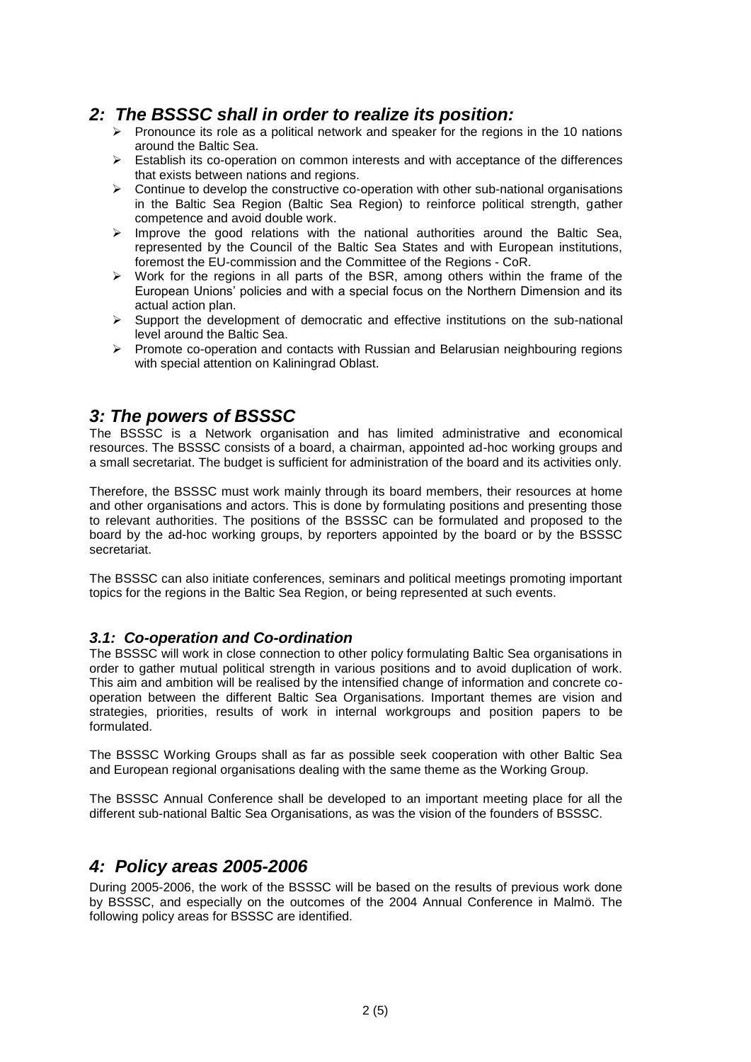## *2: The BSSSC shall in order to realize its position:*

- Pronounce its role as a political network and speaker for the regions in the 10 nations around the Baltic Sea.
- Establish its co-operation on common interests and with acceptance of the differences that exists between nations and regions.
- Continue to develop the constructive co-operation with other sub-national organisations in the Baltic Sea Region (Baltic Sea Region) to reinforce political strength, gather competence and avoid double work.
- Improve the good relations with the national authorities around the Baltic Sea, represented by the Council of the Baltic Sea States and with European institutions, foremost the EU-commission and the Committee of the Regions - CoR.
- Work for the regions in all parts of the BSR, among others within the frame of the European Unions' policies and with a special focus on the Northern Dimension and its actual action plan.
- Support the development of democratic and effective institutions on the sub-national level around the Baltic Sea.
- Promote co-operation and contacts with Russian and Belarusian neighbouring regions with special attention on Kaliningrad Oblast.

## *3: The powers of BSSSC*

The BSSSC is a Network organisation and has limited administrative and economical resources. The BSSSC consists of a board, a chairman, appointed ad-hoc working groups and a small secretariat. The budget is sufficient for administration of the board and its activities only.

Therefore, the BSSSC must work mainly through its board members, their resources at home and other organisations and actors. This is done by formulating positions and presenting those to relevant authorities. The positions of the BSSSC can be formulated and proposed to the board by the ad-hoc working groups, by reporters appointed by the board or by the BSSSC secretariat.

The BSSSC can also initiate conferences, seminars and political meetings promoting important topics for the regions in the Baltic Sea Region, or being represented at such events.

### *3.1: Co-operation and Co-ordination*

The BSSSC will work in close connection to other policy formulating Baltic Sea organisations in order to gather mutual political strength in various positions and to avoid duplication of work. This aim and ambition will be realised by the intensified change of information and concrete co-operation between the different Baltic Sea Organisations. Important themes are vision and strategies, priorities, results of work in internal workgroups and position papers to be formulated.

The BSSSC Working Groups shall as far as possible seek cooperation with other Baltic Sea and European regional organisations dealing with the same theme as the Working Group.

The BSSSC Annual Conference shall be developed to an important meeting place for all the different sub-national Baltic Sea Organisations, as was the vision of the founders of BSSSC.

## *4: Policy areas 2005-2006*

During 2005-2006, the work of the BSSSC will be based on the results of previous work done by BSSSC, and especially on the outcomes of the 2004 Annual Conference in Malmö. The following policy areas for BSSSC are identified.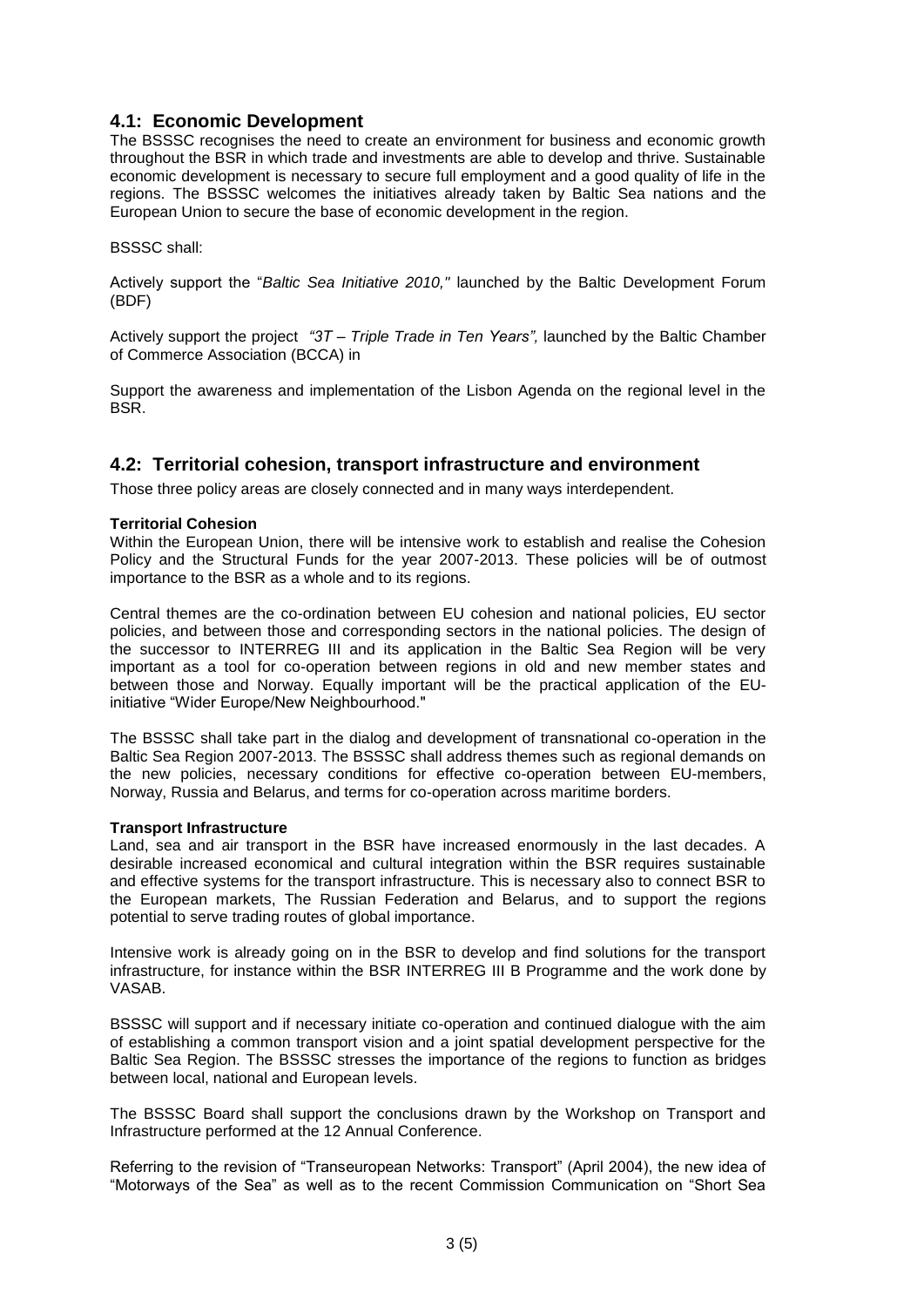## 4.1: Economic Development

The BSSSC recognises the need to create an environment for business and economic growth throughout the BSR in which trade and investments are able to develop and thrive. Sustainable economic development is necessary to secure full employment and a good quality of life in the regions. The BSSSC welcomes the initiatives already taken by Baltic Sea nations and the European Union to secure the base of economic development in the region.

BSSSC shall:

Actively support the "*Baltic Sea Initiative 2010,"* launched by the Baltic Development Forum (BDF)

Actively support the project *"3T – Triple Trade in Ten Years",* launched by the Baltic Chamber of Commerce Association (BCCA) in

Support the awareness and implementation of the Lisbon Agenda on the regional level in the BSR.

## 4.2: Territorial cohesion, transport infrastructure and environment

Those three policy areas are closely connected and in many ways interdependent.

**Territorial Cohesion**

Within the European Union, there will be intensive work to establish and realise the Cohesion Policy and the Structural Funds for the year 2007-2013. These policies will be of outmost importance to the BSR as a whole and to its regions.

Central themes are the co-ordination between EU cohesion and national policies, EU sector policies, and between those and corresponding sectors in the national policies. The design of the successor to INTERREG III and its application in the Baltic Sea Region will be very important as a tool for co-operation between regions in old and new member states and between those and Norway. Equally important will be the practical application of the EU-initiative "Wider Europe/New Neighbourhood."

The BSSSC shall take part in the dialog and development of transnational co-operation in the Baltic Sea Region 2007-2013. The BSSSC shall address themes such as regional demands on the new policies, necessary conditions for effective co-operation between EU-members, Norway, Russia and Belarus, and terms for co-operation across maritime borders.

**Transport Infrastructure**

Land, sea and air transport in the BSR have increased enormously in the last decades. A desirable increased economical and cultural integration within the BSR requires sustainable and effective systems for the transport infrastructure. This is necessary also to connect BSR to the European markets, The Russian Federation and Belarus, and to support the regions potential to serve trading routes of global importance.

Intensive work is already going on in the BSR to develop and find solutions for the transport infrastructure, for instance within the BSR INTERREG III B Programme and the work done by VASAB.

BSSSC will support and if necessary initiate co-operation and continued dialogue with the aim of establishing a common transport vision and a joint spatial development perspective for the Baltic Sea Region. The BSSSC stresses the importance of the regions to function as bridges between local, national and European levels.

The BSSSC Board shall support the conclusions drawn by the Workshop on Transport and Infrastructure performed at the 12 Annual Conference.

Referring to the revision of "Transeuropean Networks: Transport" (April 2004), the new idea of "Motorways of the Sea" as well as to the recent Commission Communication on "Short Sea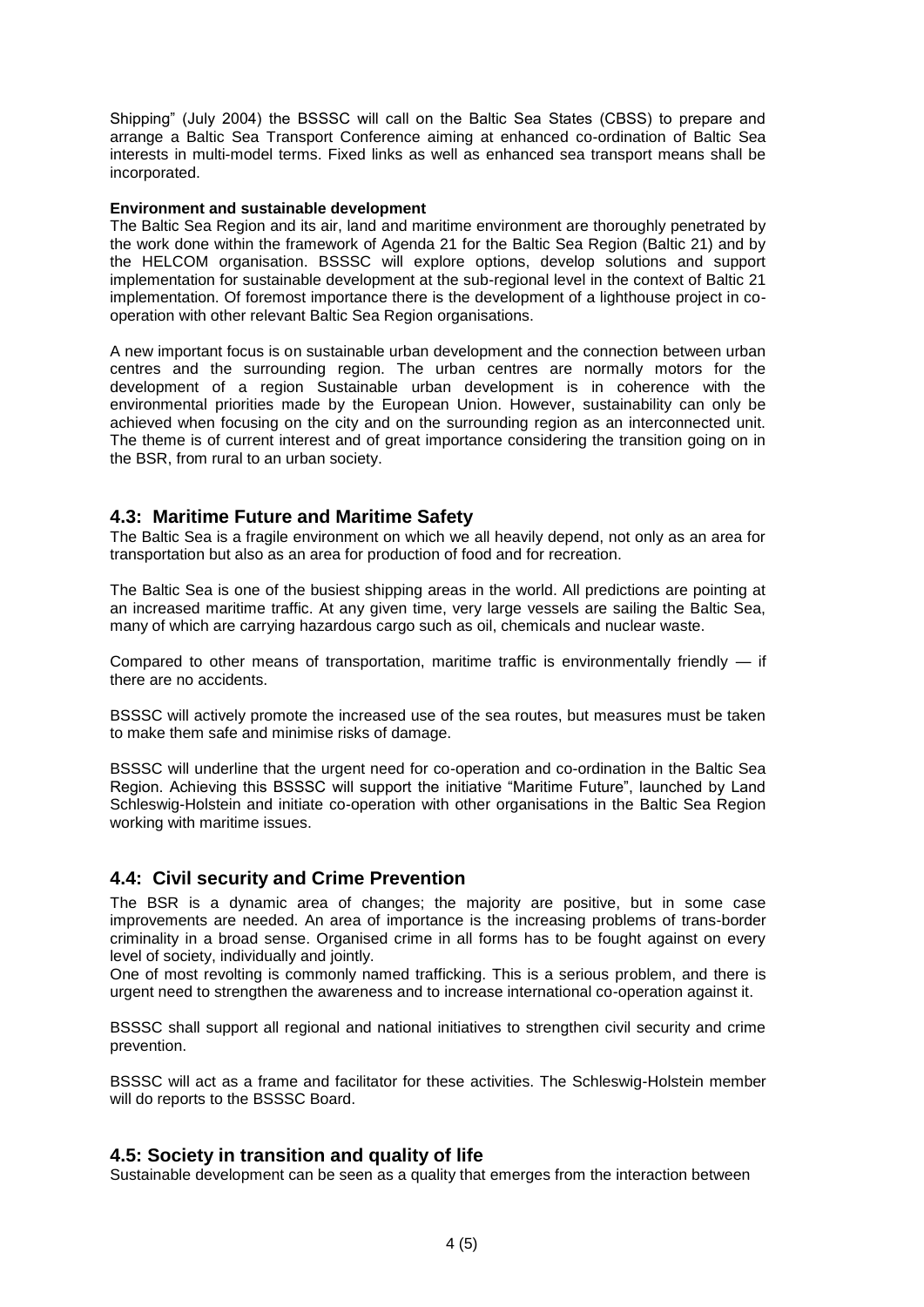Shipping" (July 2004) the BSSSC will call on the Baltic Sea States (CBSS) to prepare and arrange a Baltic Sea Transport Conference aiming at enhanced co-ordination of Baltic Sea interests in multi-model terms. Fixed links as well as enhanced sea transport means shall be incorporated.

**Environment and sustainable development**

The Baltic Sea Region and its air, land and maritime environment are thoroughly penetrated by the work done within the framework of Agenda 21 for the Baltic Sea Region (Baltic 21) and by the HELCOM organisation. BSSSC will explore options, develop solutions and support implementation for sustainable development at the sub-regional level in the context of Baltic 21 implementation. Of foremost importance there is the development of a lighthouse project in co-operation with other relevant Baltic Sea Region organisations.

A new important focus is on sustainable urban development and the connection between urban centres and the surrounding region. The urban centres are normally motors for the development of a region Sustainable urban development is in coherence with the environmental priorities made by the European Union. However, sustainability can only be achieved when focusing on the city and on the surrounding region as an interconnected unit. The theme is of current interest and of great importance considering the transition going on in the BSR, from rural to an urban society.

## 4.3: Maritime Future and Maritime Safety

The Baltic Sea is a fragile environment on which we all heavily depend, not only as an area for transportation but also as an area for production of food and for recreation.

The Baltic Sea is one of the busiest shipping areas in the world. All predictions are pointing at an increased maritime traffic. At any given time, very large vessels are sailing the Baltic Sea, many of which are carrying hazardous cargo such as oil, chemicals and nuclear waste.

Compared to other means of transportation, maritime traffic is environmentally friendly — if there are no accidents.

BSSSC will actively promote the increased use of the sea routes, but measures must be taken to make them safe and minimise risks of damage.

BSSSC will underline that the urgent need for co-operation and co-ordination in the Baltic Sea Region. Achieving this BSSSC will support the initiative "Maritime Future", launched by Land Schleswig-Holstein and initiate co-operation with other organisations in the Baltic Sea Region working with maritime issues.

## 4.4: Civil security and Crime Prevention

The BSR is a dynamic area of changes; the majority are positive, but in some case improvements are needed. An area of importance is the increasing problems of trans-border criminality in a broad sense. Organised crime in all forms has to be fought against on every level of society, individually and jointly.

One of most revolting is commonly named trafficking. This is a serious problem, and there is urgent need to strengthen the awareness and to increase international co-operation against it.

BSSSC shall support all regional and national initiatives to strengthen civil security and crime prevention.

BSSSC will act as a frame and facilitator for these activities. The Schleswig-Holstein member will do reports to the BSSSC Board.

## 4.5: Society in transition and quality of life

Sustainable development can be seen as a quality that emerges from the interaction between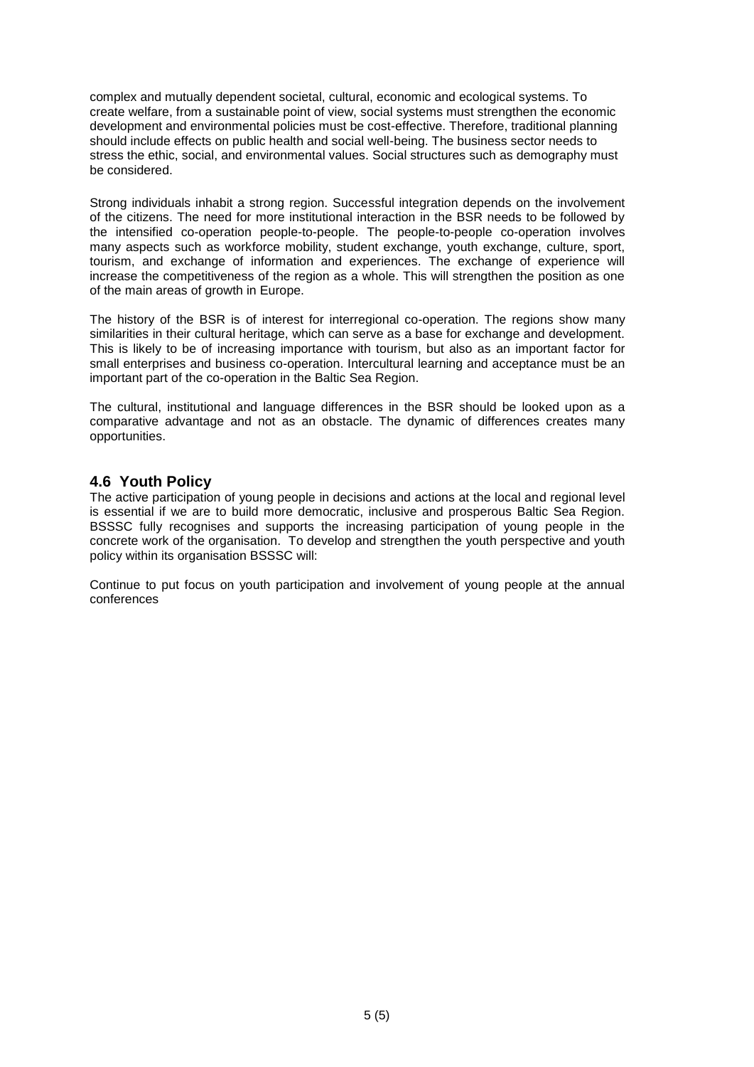complex and mutually dependent societal, cultural, economic and ecological systems. To create welfare, from a sustainable point of view, social systems must strengthen the economic development and environmental policies must be cost-effective. Therefore, traditional planning should include effects on public health and social well-being. The business sector needs to stress the ethic, social, and environmental values. Social structures such as demography must be considered.

Strong individuals inhabit a strong region. Successful integration depends on the involvement of the citizens. The need for more institutional interaction in the BSR needs to be followed by the intensified co-operation people-to-people. The people-to-people co-operation involves many aspects such as workforce mobility, student exchange, youth exchange, culture, sport, tourism, and exchange of information and experiences. The exchange of experience will increase the competitiveness of the region as a whole. This will strengthen the position as one of the main areas of growth in Europe.

The history of the BSR is of interest for interregional co-operation. The regions show many similarities in their cultural heritage, which can serve as a base for exchange and development. This is likely to be of increasing importance with tourism, but also as an important factor for small enterprises and business co-operation. Intercultural learning and acceptance must be an important part of the co-operation in the Baltic Sea Region.

The cultural, institutional and language differences in the BSR should be looked upon as a comparative advantage and not as an obstacle. The dynamic of differences creates many opportunities.

## 4.6 Youth Policy

The active participation of young people in decisions and actions at the local and regional level is essential if we are to build more democratic, inclusive and prosperous Baltic Sea Region. BSSSC fully recognises and supports the increasing participation of young people in the concrete work of the organisation. To develop and strengthen the youth perspective and youth policy within its organisation BSSSC will:

Continue to put focus on youth participation and involvement of young people at the annual conferences